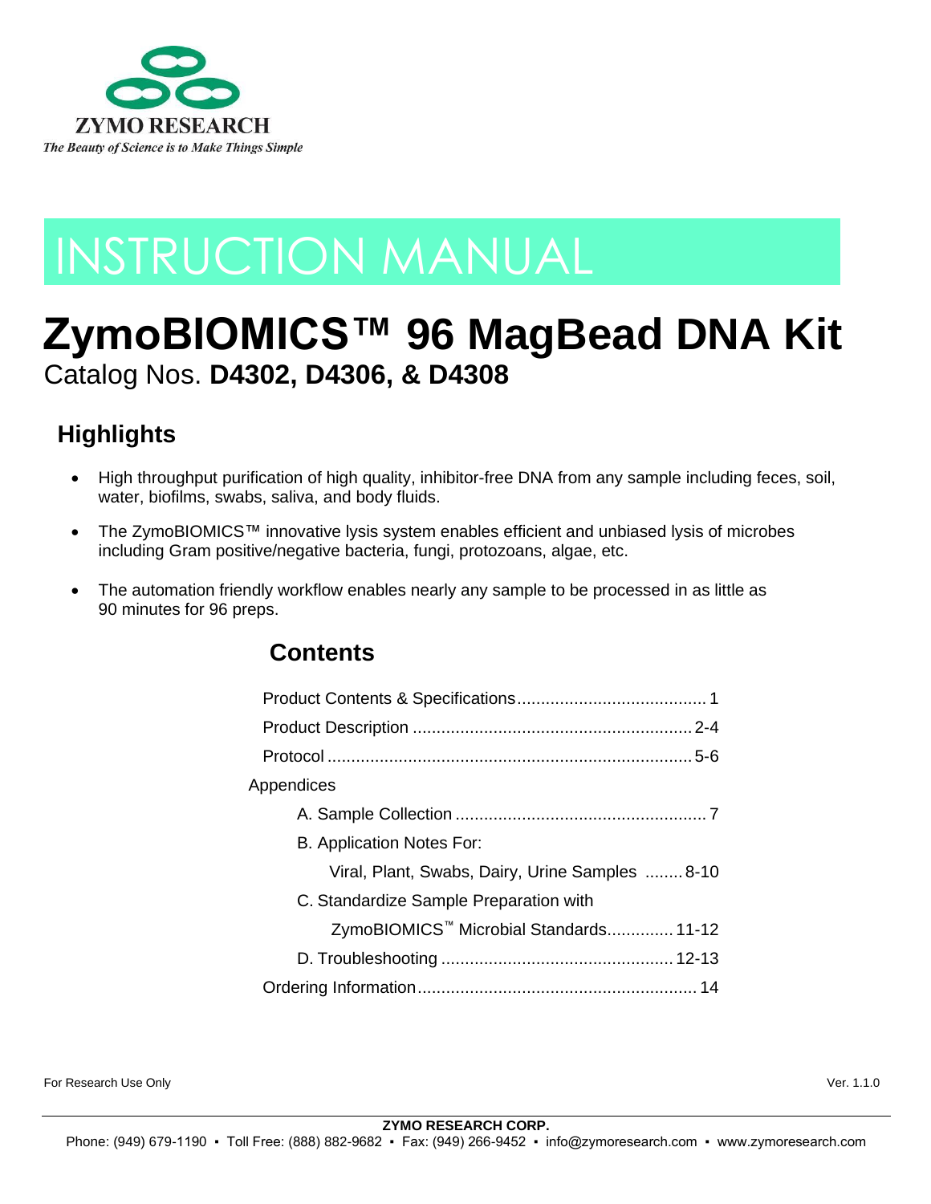ZYMO RESEARCH

*The Beauty of Science is to Make Things Simple*

# INSTRUCTION MANUAL

# ZymoBIOMICS™ 96 MagBead DNA Kit

Catalog Nos. **D4302, D4306, & D4308**

## Highlights

- High throughput purification of high quality, inhibitor-free DNA from any sample including feces, soil, water, biofilms, swabs, saliva, and body fluids.
- The ZymoBIOMICS™ innovative lysis system enables efficient and unbiased lysis of microbes including Gram positive/negative bacteria, fungi, protozoans, algae, etc.
- The automation friendly workflow enables nearly any sample to be processed in as little as 90 minutes for 96 preps.

## Contents

Product Contents & Specifications........................................ 1

Product Description ........................................................... 2-4

Protocol ............................................................................. 5-6

Appendices

A. Sample Collection ..................................................... 7

B. Application Notes For:

Viral, Plant, Swabs, Dairy, Urine Samples ........ 8-10

C. Standardize Sample Preparation with

ZymoBIOMICS™ Microbial Standards.............. 11-12

D. Troubleshooting ................................................ 12-13

Ordering Information........................................................... 14

For Research Use Only

Ver. 1.1.0

**ZYMO RESEARCH CORP.**

Phone: (949) 679-1190 ▪ Toll Free: (888) 882-9682 ▪ Fax: (949) 266-9452 ▪ info@zymoresearch.com ▪ www.zymoresearch.com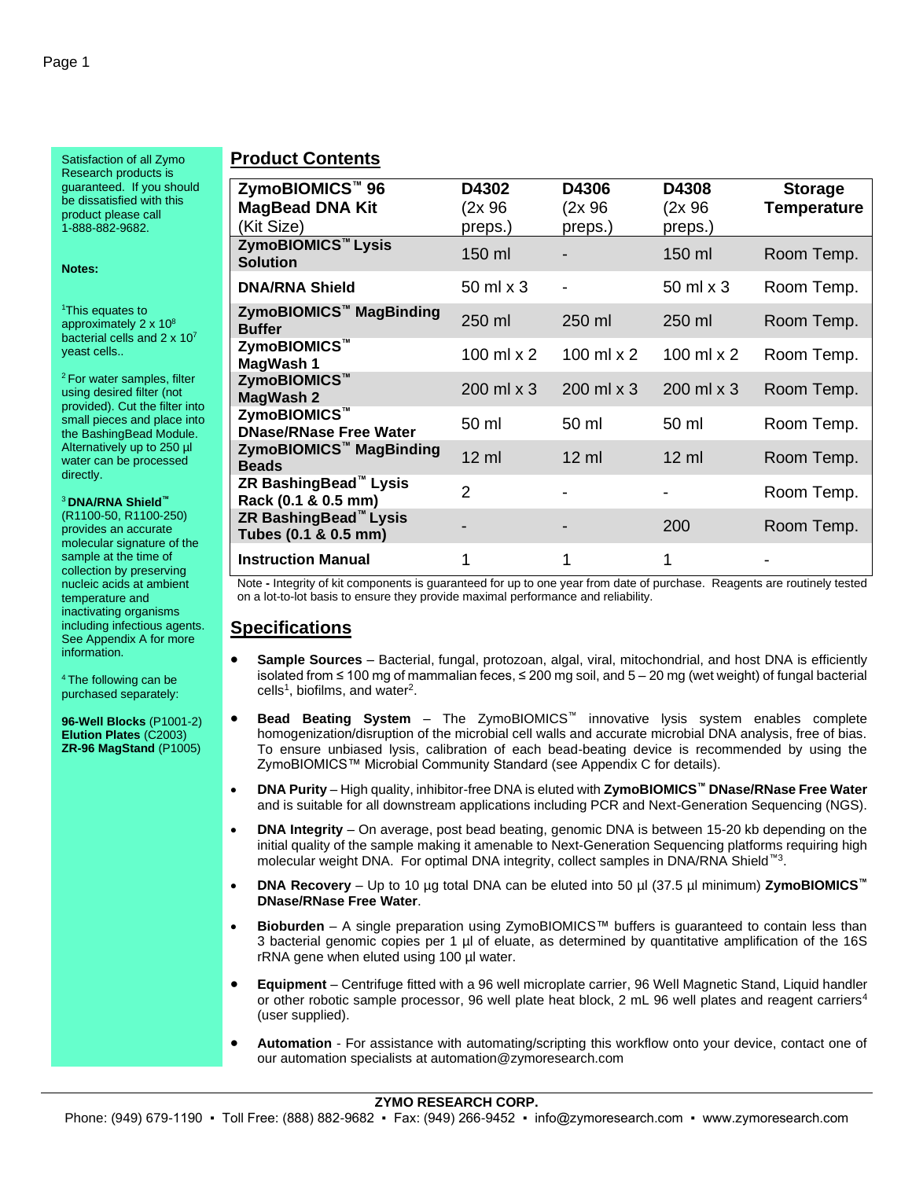Satisfaction of all Zymo Research products is guaranteed. If you should be dissatisfied with this product please call 1-888-882-9682.

**Notes:**

[1]This equates to approximately $2 \times 10^8$ bacterial cells and $2 \times 10^7$ yeast cells..

[2] For water samples, filter using desired filter (not provided). Cut the filter into small pieces and place into the BashingBead Module. Alternatively up to 250 µl water can be processed directly.

[3] **DNA/RNA Shield™** (R1100-50, R1100-250) provides an accurate molecular signature of the sample at the time of collection by preserving nucleic acids at ambient temperature and inactivating organisms including infectious agents. See Appendix A for more information.

[4] The following can be purchased separately:

**96-Well Blocks** (P1001-2)
**Elution Plates** (C2003)
**ZR-96 MagStand** (P1005)

## Product Contents

| **ZymoBIOMICS™ 96 MagBead DNA Kit** (Kit Size) | **D4302** (2x 96 preps.) | **D4306** (2x 96 preps.) | **D4308** (2x 96 preps.) | **Storage Temperature** |
|---|---|---|---|---|
| **ZymoBIOMICS™ Lysis Solution** | 150 ml | - | 150 ml | Room Temp. |
| **DNA/RNA Shield** | 50 ml x 3 | - | 50 ml x 3 | Room Temp. |
| **ZymoBIOMICS™ MagBinding Buffer** | 250 ml | 250 ml | 250 ml | Room Temp. |
| **ZymoBIOMICS™ MagWash 1** | 100 ml x 2 | 100 ml x 2 | 100 ml x 2 | Room Temp. |
| **ZymoBIOMICS™ MagWash 2** | 200 ml x 3 | 200 ml x 3 | 200 ml x 3 | Room Temp. |
| **ZymoBIOMICS™ DNase/RNase Free Water** | 50 ml | 50 ml | 50 ml | Room Temp. |
| **ZymoBIOMICS™ MagBinding Beads** | 12 ml | 12 ml | 12 ml | Room Temp. |
| **ZR BashingBead™ Lysis Rack (0.1 & 0.5 mm)** | 2 | - | - | Room Temp. |
| **ZR BashingBead™ Lysis Tubes (0.1 & 0.5 mm)** | - | - | 200 | Room Temp. |
| **Instruction Manual** | 1 | 1 | 1 | - |

Note **-** Integrity of kit components is guaranteed for up to one year from date of purchase. Reagents are routinely tested on a lot-to-lot basis to ensure they provide maximal performance and reliability.

## Specifications

- **Sample Sources** – Bacterial, fungal, protozoan, algal, viral, mitochondrial, and host DNA is efficiently isolated from ≤ 100 mg of mammalian feces, ≤ 200 mg soil, and 5 – 20 mg (wet weight) of fungal bacterial cells[1], biofilms, and water[2].
- **Bead Beating System** – The ZymoBIOMICS™ innovative lysis system enables complete homogenization/disruption of the microbial cell walls and accurate microbial DNA analysis, free of bias. To ensure unbiased lysis, calibration of each bead-beating device is recommended by using the ZymoBIOMICS™ Microbial Community Standard (see Appendix C for details).
- **DNA Purity** – High quality, inhibitor-free DNA is eluted with **ZymoBIOMICS™ DNase/RNase Free Water** and is suitable for all downstream applications including PCR and Next-Generation Sequencing (NGS).
- **DNA Integrity** – On average, post bead beating, genomic DNA is between 15-20 kb depending on the initial quality of the sample making it amenable to Next-Generation Sequencing platforms requiring high molecular weight DNA. For optimal DNA integrity, collect samples in DNA/RNA Shield™[3].
- **DNA Recovery** – Up to 10 µg total DNA can be eluted into 50 µl (37.5 µl minimum) **ZymoBIOMICS™ DNase/RNase Free Water**.
- **Bioburden** – A single preparation using ZymoBIOMICS™ buffers is guaranteed to contain less than 3 bacterial genomic copies per 1 µl of eluate, as determined by quantitative amplification of the 16S rRNA gene when eluted using 100 µl water.
- **Equipment** – Centrifuge fitted with a 96 well microplate carrier, 96 Well Magnetic Stand, Liquid handler or other robotic sample processor, 96 well plate heat block, 2 mL 96 well plates and reagent carriers[4] (user supplied).
- **Automation** - For assistance with automating/scripting this workflow onto your device, contact one of our automation specialists at automation@zymoresearch.com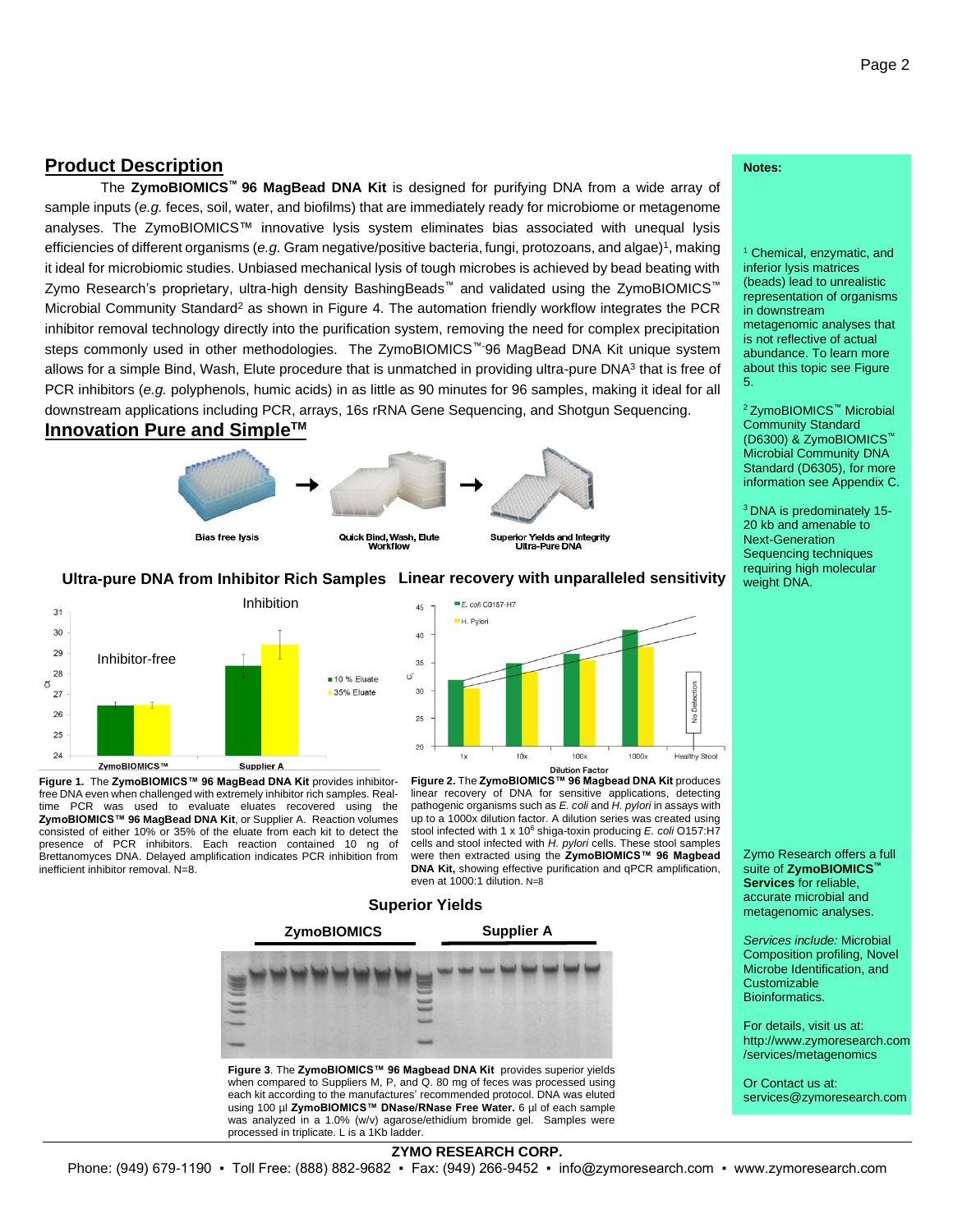## Product Description

The **ZymoBIOMICS™ 96 MagBead DNA Kit** is designed for purifying DNA from a wide array of sample inputs (*e.g.* feces, soil, water, and biofilms) that are immediately ready for microbiome or metagenome analyses. The ZymoBIOMICS™ innovative lysis system eliminates bias associated with unequal lysis efficiencies of different organisms (*e.g.* Gram negative/positive bacteria, fungi, protozoans, and algae)[1], making it ideal for microbiomic studies. Unbiased mechanical lysis of tough microbes is achieved by bead beating with Zymo Research's proprietary, ultra-high density BashingBeads™ and validated using the ZymoBIOMICS™ Microbial Community Standard[2] as shown in Figure 4. The automation friendly workflow integrates the PCR inhibitor removal technology directly into the purification system, removing the need for complex precipitation steps commonly used in other methodologies. The ZymoBIOMICS™ 96 MagBead DNA Kit unique system allows for a simple Bind, Wash, Elute procedure that is unmatched in providing ultra-pure DNA[3] that is free of PCR inhibitors (*e.g.* polyphenols, humic acids) in as little as 90 minutes for 96 samples, making it ideal for all downstream applications including PCR, arrays, 16s rRNA Gene Sequencing, and Shotgun Sequencing.

## Innovation Pure and Simple™

Bias free lysis → Quick Bind, Wash, Elute Workflow → Superior Yields and Integrity Ultra-Pure DNA

### Ultra-pure DNA from Inhibitor Rich Samples

**Figure 1.** The **ZymoBIOMICS™ 96 MagBead DNA Kit** provides inhibitor-free DNA even when challenged with extremely inhibitor rich samples. Real-time PCR was used to evaluate eluates recovered using the **ZymoBIOMICS™ 96 MagBead DNA Kit**, or Supplier A. Reaction volumes consisted of either 10% or 35% of the eluate from each kit to detect the presence of PCR inhibitors. Each reaction contained 10 ng of Brettanomyces DNA. Delayed amplification indicates PCR inhibition from inefficient inhibitor removal. N=8.

### Linear recovery with unparalleled sensitivity

**Figure 2.** The **ZymoBIOMICS™ 96 Magbead DNA Kit** produces linear recovery of DNA for sensitive applications, detecting pathogenic organisms such as *E. coli* and *H. pylori* in assays with up to a 1000x dilution factor. A dilution series was created using stool infected with 1 x $10^6$ shiga-toxin producing *E. coli* O157:H7 cells and stool infected with *H. pylori* cells. These stool samples were then extracted using the **ZymoBIOMICS™ 96 Magbead DNA Kit,** showing effective purification and qPCR amplification, even at 1000:1 dilution. N=8

### Superior Yields

**Figure 3**. The **ZymoBIOMICS™ 96 Magbead DNA Kit** provides superior yields when compared to Suppliers M, P, and Q. 80 mg of feces was processed using each kit according to the manufactures' recommended protocol. DNA was eluted using 100 µl **ZymoBIOMICS™ DNase/RNase Free Water.** 6 µl of each sample was analyzed in a 1.0% (w/v) agarose/ethidium bromide gel. Samples were processed in triplicate. L is a 1Kb ladder.

**Notes:**

[1] Chemical, enzymatic, and inferior lysis matrices (beads) lead to unrealistic representation of organisms in downstream metagenomic analyses that is not reflective of actual abundance. To learn more about this topic see Figure 5.

[2] ZymoBIOMICS™ Microbial Community Standard (D6300) & ZymoBIOMICS™ Microbial Community DNA Standard (D6305), for more information see Appendix C.

[3] DNA is predominately 15-20 kb and amenable to Next-Generation Sequencing techniques requiring high molecular weight DNA.

Zymo Research offers a full suite of **ZymoBIOMICS™ Services** for reliable, accurate microbial and metagenomic analyses.

*Services include:* Microbial Composition profiling, Novel Microbe Identification, and Customizable Bioinformatics.

For details, visit us at: http://www.zymoresearch.com/services/metagenomics

Or Contact us at: services@zymoresearch.com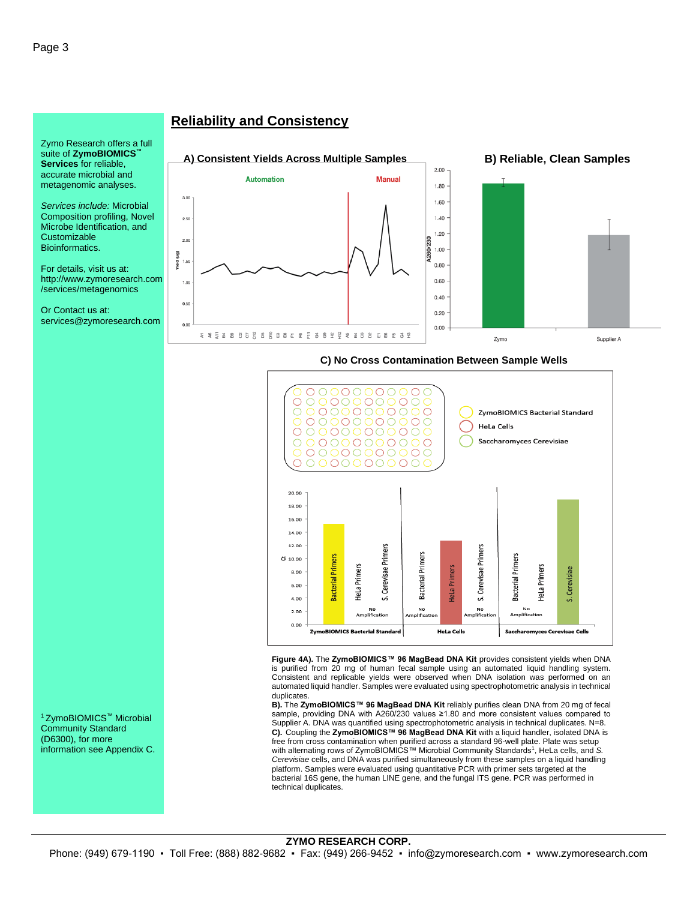## Reliability and Consistency

Zymo Research offers a full suite of **ZymoBIOMICS™ Services** for reliable, accurate microbial and metagenomic analyses.

*Services include:* Microbial Composition profiling, Novel Microbe Identification, and Customizable Bioinformatics.

For details, visit us at: http://www.zymoresearch.com/services/metagenomics

Or Contact us at: services@zymoresearch.com

### A) Consistent Yields Across Multiple Samples

### B) Reliable, Clean Samples

### C) No Cross Contamination Between Sample Wells

**Figure 4A).** The **ZymoBIOMICS™ 96 MagBead DNA Kit** provides consistent yields when DNA is purified from 20 mg of human fecal sample using an automated liquid handling system. Consistent and replicable yields were observed when DNA isolation was performed on an automated liquid handler. Samples were evaluated using spectrophotometric analysis in technical duplicates.

**B).** The **ZymoBIOMICS™ 96 MagBead DNA Kit** reliably purifies clean DNA from 20 mg of fecal sample, providing DNA with A260/230 values ≥1.80 and more consistent values compared to Supplier A. DNA was quantified using spectrophotometric analysis in technical duplicates. N=8.

**C).** Coupling the **ZymoBIOMICS™ 96 MagBead DNA Kit** with a liquid handler, isolated DNA is free from cross contamination when purified across a standard 96-well plate. Plate was setup with alternating rows of ZymoBIOMICS™ Microbial Community Standards[1], HeLa cells, and *S. Cerevisiae* cells, and DNA was purified simultaneously from these samples on a liquid handling platform. Samples were evaluated using quantitative PCR with primer sets targeted at the bacterial 16S gene, the human LINE gene, and the fungal ITS gene. PCR was performed in technical duplicates.

[1] ZymoBIOMICS™ Microbial Community Standard (D6300), for more information see Appendix C.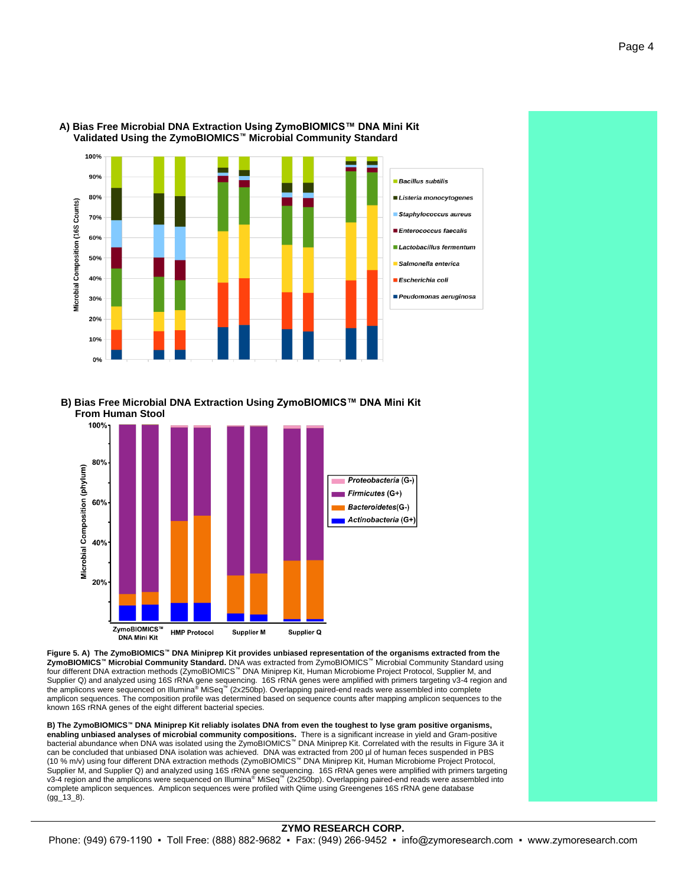**A) Bias Free Microbial DNA Extraction Using ZymoBIOMICS™ DNA Mini Kit Validated Using the ZymoBIOMICS™ Microbial Community Standard**

**B) Bias Free Microbial DNA Extraction Using ZymoBIOMICS™ DNA Mini Kit From Human Stool**

**Figure 5. A) The ZymoBIOMICS™ DNA Miniprep Kit provides unbiased representation of the organisms extracted from the ZymoBIOMICS™ Microbial Community Standard.** DNA was extracted from ZymoBIOMICS™ Microbial Community Standard using four different DNA extraction methods (ZymoBIOMICS™ DNA Miniprep Kit, Human Microbiome Project Protocol, Supplier M, and Supplier Q) and analyzed using 16S rRNA gene sequencing. 16S rRNA genes were amplified with primers targeting v3-4 region and the amplicons were sequenced on Illumina® MiSeq™ (2x250bp). Overlapping paired-end reads were assembled into complete amplicon sequences. The composition profile was determined based on sequence counts after mapping amplicon sequences to the known 16S rRNA genes of the eight different bacterial species.

**B) The ZymoBIOMICS™ DNA Miniprep Kit reliably isolates DNA from even the toughest to lyse gram positive organisms, enabling unbiased analyses of microbial community compositions.** There is a significant increase in yield and Gram-positive bacterial abundance when DNA was isolated using the ZymoBIOMICS™ DNA Miniprep Kit. Correlated with the results in Figure 3A it can be concluded that unbiased DNA isolation was achieved. DNA was extracted from 200 µl of human feces suspended in PBS (10 % m/v) using four different DNA extraction methods (ZymoBIOMICS™ DNA Miniprep Kit, Human Microbiome Project Protocol, Supplier M, and Supplier Q) and analyzed using 16S rRNA gene sequencing. 16S rRNA genes were amplified with primers targeting v3-4 region and the amplicons were sequenced on Illumina® MiSeq™ (2x250bp). Overlapping paired-end reads were assembled into complete amplicon sequences. Amplicon sequences were profiled with Qiime using Greengenes 16S rRNA gene database (gg_13_8).

**ZYMO RESEARCH CORP.**

Phone: (949) 679-1190 ▪ Toll Free: (888) 882-9682 ▪ Fax: (949) 266-9452 ▪ info@zymoresearch.com ▪ www.zymoresearch.com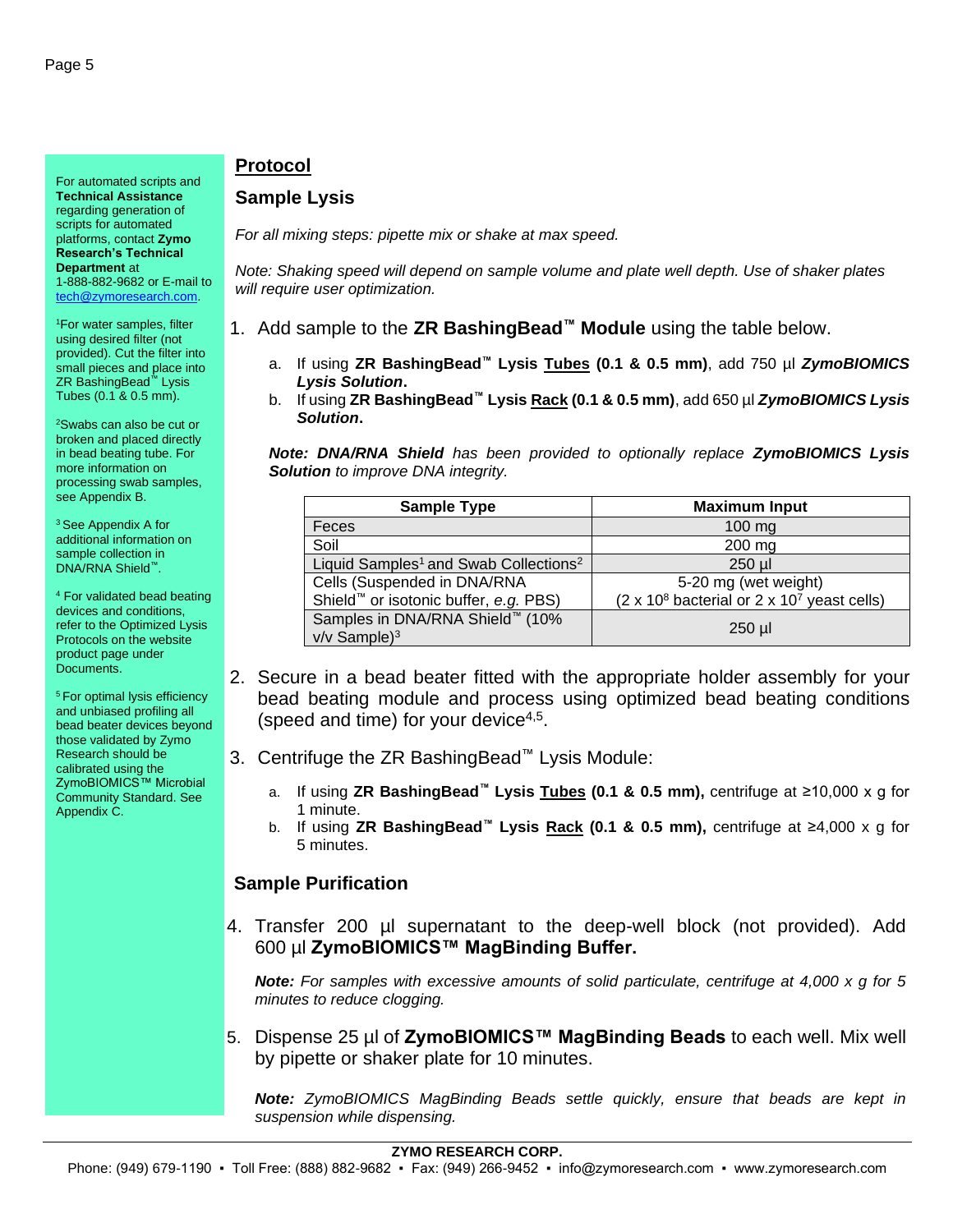For automated scripts and **Technical Assistance** regarding generation of scripts for automated platforms, contact **Zymo Research's Technical Department** at 1-888-882-9682 or E-mail to tech@zymoresearch.com.

[1]For water samples, filter using desired filter (not provided). Cut the filter into small pieces and place into ZR BashingBead™ Lysis Tubes (0.1 & 0.5 mm).

[2]Swabs can also be cut or broken and placed directly in bead beating tube. For more information on processing swab samples, see Appendix B.

[3] See Appendix A for additional information on sample collection in DNA/RNA Shield™.

[4] For validated bead beating devices and conditions, refer to the Optimized Lysis Protocols on the website product page under Documents.

[5] For optimal lysis efficiency and unbiased profiling all bead beater devices beyond those validated by Zymo Research should be calibrated using the ZymoBIOMICS™ Microbial Community Standard. See Appendix C.

# Protocol

## Sample Lysis

*For all mixing steps: pipette mix or shake at max speed.*

*Note: Shaking speed will depend on sample volume and plate well depth. Use of shaker plates will require user optimization.*

1. Add sample to the **ZR BashingBead™ Module** using the table below.

   a. If using **ZR BashingBead™ Lysis Tubes (0.1 & 0.5 mm)**, add 750 µl ***ZymoBIOMICS Lysis Solution***.

   b. If using **ZR BashingBead™ Lysis Rack (0.1 & 0.5 mm)**, add 650 µl ***ZymoBIOMICS Lysis Solution***.

   ***Note: DNA/RNA Shield*** *has been provided to optionally replace* ***ZymoBIOMICS Lysis Solution*** *to improve DNA integrity.*

| Sample Type | Maximum Input |
|---|---|
| Feces | 100 mg |
| Soil | 200 mg |
| Liquid Samples[1] and Swab Collections[2] | 250 µl |
| Cells (Suspended in DNA/RNA Shield™ or isotonic buffer, *e.g.* PBS) | 5-20 mg (wet weight) ($2 \times 10^8$ bacterial or $2 \times 10^7$ yeast cells) |
| Samples in DNA/RNA Shield™ (10% v/v Sample)[3] | 250 µl |

2. Secure in a bead beater fitted with the appropriate holder assembly for your bead beating module and process using optimized bead beating conditions (speed and time) for your device[4,5].

3. Centrifuge the ZR BashingBead™ Lysis Module:

   a. If using **ZR BashingBead™ Lysis Tubes (0.1 & 0.5 mm),** centrifuge at ≥10,000 x g for 1 minute.

   b. If using **ZR BashingBead™ Lysis Rack (0.1 & 0.5 mm),** centrifuge at ≥4,000 x g for 5 minutes.

## Sample Purification

4. Transfer 200 µl supernatant to the deep-well block (not provided). Add 600 µl **ZymoBIOMICS™ MagBinding Buffer.**

   ***Note:*** *For samples with excessive amounts of solid particulate, centrifuge at 4,000 x g for 5 minutes to reduce clogging.*

5. Dispense 25 µl of **ZymoBIOMICS™ MagBinding Beads** to each well. Mix well by pipette or shaker plate for 10 minutes.

   ***Note:*** *ZymoBIOMICS MagBinding Beads settle quickly, ensure that beads are kept in suspension while dispensing.*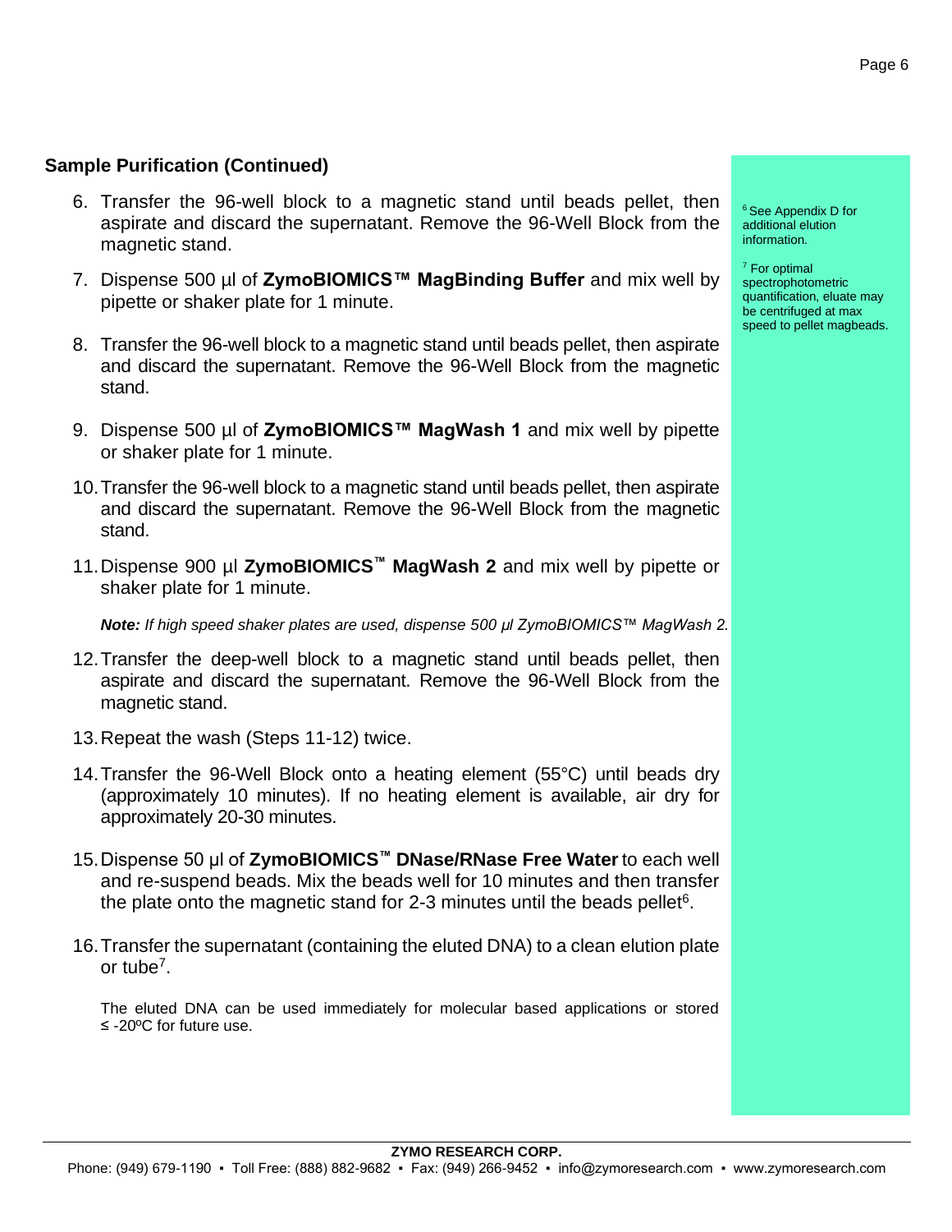## Sample Purification (Continued)

6. Transfer the 96-well block to a magnetic stand until beads pellet, then aspirate and discard the supernatant. Remove the 96-Well Block from the magnetic stand.

7. Dispense 500 µl of **ZymoBIOMICS™ MagBinding Buffer** and mix well by pipette or shaker plate for 1 minute.

8. Transfer the 96-well block to a magnetic stand until beads pellet, then aspirate and discard the supernatant. Remove the 96-Well Block from the magnetic stand.

9. Dispense 500 µl of **ZymoBIOMICS™ MagWash 1** and mix well by pipette or shaker plate for 1 minute.

10. Transfer the 96-well block to a magnetic stand until beads pellet, then aspirate and discard the supernatant. Remove the 96-Well Block from the magnetic stand.

11. Dispense 900 µl **ZymoBIOMICS™ MagWash 2** and mix well by pipette or shaker plate for 1 minute.

    ***Note:** If high speed shaker plates are used, dispense 500 µl ZymoBIOMICS™ MagWash 2.*

12. Transfer the deep-well block to a magnetic stand until beads pellet, then aspirate and discard the supernatant. Remove the 96-Well Block from the magnetic stand.

13. Repeat the wash (Steps 11-12) twice.

14. Transfer the 96-Well Block onto a heating element (55°C) until beads dry (approximately 10 minutes). If no heating element is available, air dry for approximately 20-30 minutes.

15. Dispense 50 µl of **ZymoBIOMICS™ DNase/RNase Free Water** to each well and re-suspend beads. Mix the beads well for 10 minutes and then transfer the plate onto the magnetic stand for 2-3 minutes until the beads pellet[6].

16. Transfer the supernatant (containing the eluted DNA) to a clean elution plate or tube[7].

    The eluted DNA can be used immediately for molecular based applications or stored ≤ -20ºC for future use.

[6] See Appendix D for additional elution information.

[7] For optimal spectrophotometric quantification, eluate may be centrifuged at max speed to pellet magbeads.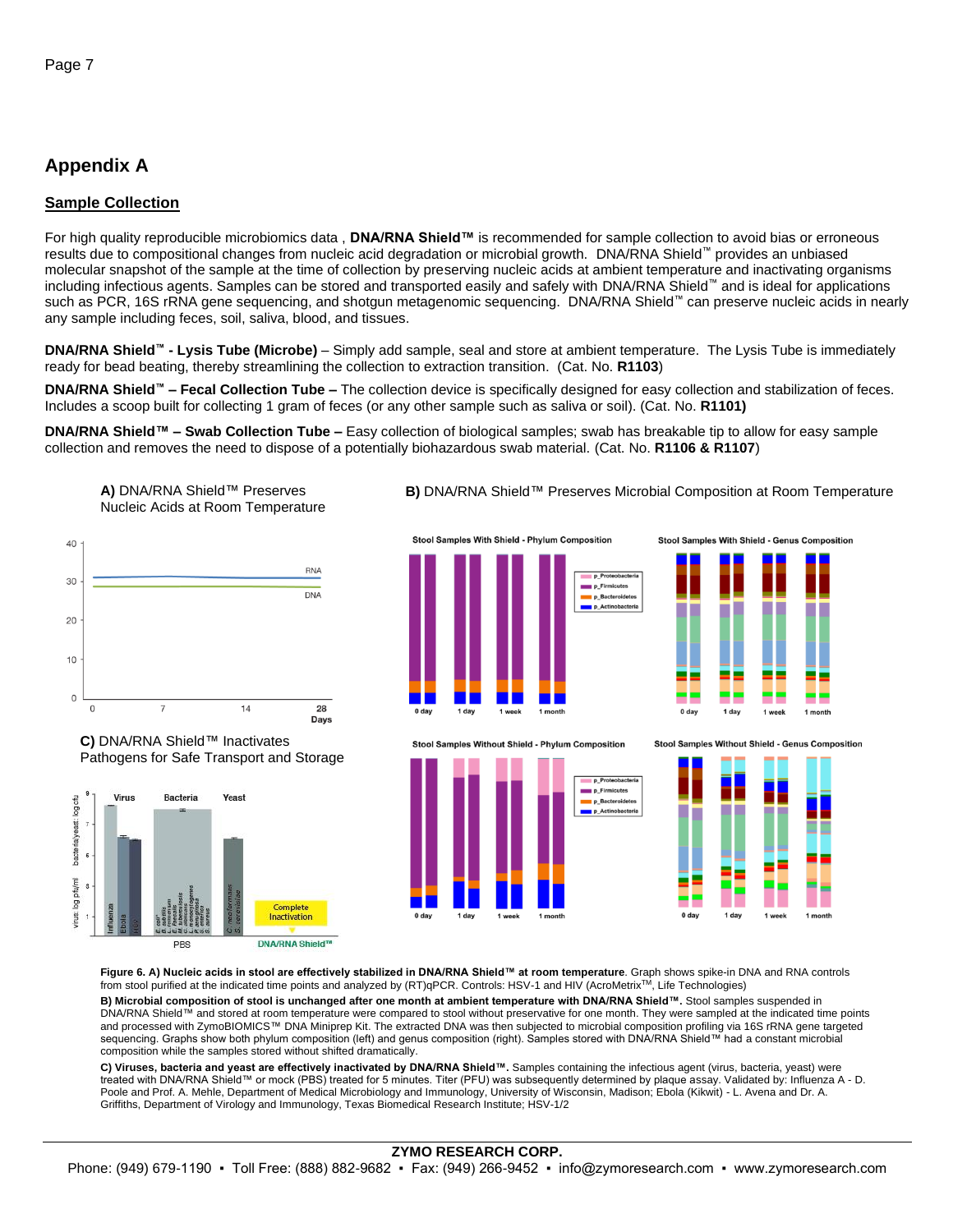# Appendix A

## Sample Collection

For high quality reproducible microbiomics data , **DNA/RNA Shield™** is recommended for sample collection to avoid bias or erroneous results due to compositional changes from nucleic acid degradation or microbial growth. DNA/RNA Shield™ provides an unbiased molecular snapshot of the sample at the time of collection by preserving nucleic acids at ambient temperature and inactivating organisms including infectious agents. Samples can be stored and transported easily and safely with DNA/RNA Shield™ and is ideal for applications such as PCR, 16S rRNA gene sequencing, and shotgun metagenomic sequencing. DNA/RNA Shield™ can preserve nucleic acids in nearly any sample including feces, soil, saliva, blood, and tissues.

**DNA/RNA Shield™ - Lysis Tube (Microbe)** – Simply add sample, seal and store at ambient temperature. The Lysis Tube is immediately ready for bead beating, thereby streamlining the collection to extraction transition. (Cat. No. **R1103**)

**DNA/RNA Shield™ – Fecal Collection Tube –** The collection device is specifically designed for easy collection and stabilization of feces. Includes a scoop built for collecting 1 gram of feces (or any other sample such as saliva or soil). (Cat. No. **R1101)**

**DNA/RNA Shield™ – Swab Collection Tube –** Easy collection of biological samples; swab has breakable tip to allow for easy sample collection and removes the need to dispose of a potentially biohazardous swab material. (Cat. No. **R1106 & R1107**)

**A)** DNA/RNA Shield™ Preserves Nucleic Acids at Room Temperature

**B)** DNA/RNA Shield™ Preserves Microbial Composition at Room Temperature

**C)** DNA/RNA Shield™ Inactivates Pathogens for Safe Transport and Storage

**Figure 6. A) Nucleic acids in stool are effectively stabilized in DNA/RNA Shield™ at room temperature**. Graph shows spike-in DNA and RNA controls from stool purified at the indicated time points and analyzed by (RT)qPCR. Controls: HSV-1 and HIV (AcroMetrix™, Life Technologies)

**B) Microbial composition of stool is unchanged after one month at ambient temperature with DNA/RNA Shield™.** Stool samples suspended in DNA/RNA Shield™ and stored at room temperature were compared to stool without preservative for one month. They were sampled at the indicated time points and processed with ZymoBIOMICS™ DNA Miniprep Kit. The extracted DNA was then subjected to microbial composition profiling via 16S rRNA gene targeted sequencing. Graphs show both phylum composition (left) and genus composition (right). Samples stored with DNA/RNA Shield™ had a constant microbial composition while the samples stored without shifted dramatically.

**C) Viruses, bacteria and yeast are effectively inactivated by DNA/RNA Shield™.** Samples containing the infectious agent (virus, bacteria, yeast) were treated with DNA/RNA Shield™ or mock (PBS) treated for 5 minutes. Titer (PFU) was subsequently determined by plaque assay. Validated by: Influenza A - D. Poole and Prof. A. Mehle, Department of Medical Microbiology and Immunology, University of Wisconsin, Madison; Ebola (Kikwit) - L. Avena and Dr. A. Griffiths, Department of Virology and Immunology, Texas Biomedical Research Institute; HSV-1/2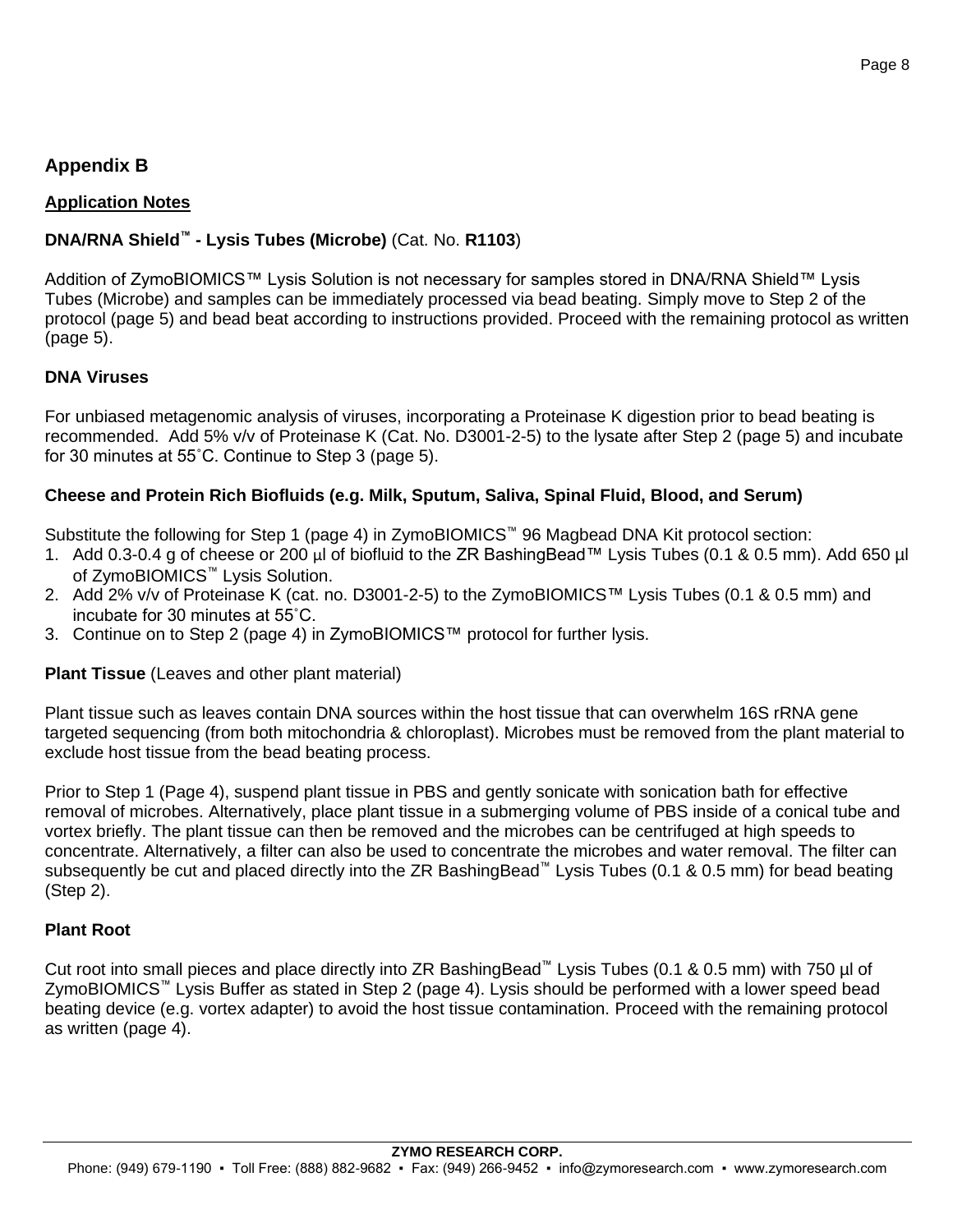## Appendix B

### Application Notes

**DNA/RNA Shield™ - Lysis Tubes (Microbe)** (Cat. No. **R1103**)

Addition of ZymoBIOMICS™ Lysis Solution is not necessary for samples stored in DNA/RNA Shield™ Lysis Tubes (Microbe) and samples can be immediately processed via bead beating. Simply move to Step 2 of the protocol (page 5) and bead beat according to instructions provided. Proceed with the remaining protocol as written (page 5).

**DNA Viruses**

For unbiased metagenomic analysis of viruses, incorporating a Proteinase K digestion prior to bead beating is recommended. Add 5% v/v of Proteinase K (Cat. No. D3001-2-5) to the lysate after Step 2 (page 5) and incubate for 30 minutes at 55˚C. Continue to Step 3 (page 5).

**Cheese and Protein Rich Biofluids (e.g. Milk, Sputum, Saliva, Spinal Fluid, Blood, and Serum)**

Substitute the following for Step 1 (page 4) in ZymoBIOMICS™ 96 Magbead DNA Kit protocol section:

1. Add 0.3-0.4 g of cheese or 200 µl of biofluid to the ZR BashingBead™ Lysis Tubes (0.1 & 0.5 mm). Add 650 µl of ZymoBIOMICS™ Lysis Solution.
2. Add 2% v/v of Proteinase K (cat. no. D3001-2-5) to the ZymoBIOMICS™ Lysis Tubes (0.1 & 0.5 mm) and incubate for 30 minutes at 55˚C.
3. Continue on to Step 2 (page 4) in ZymoBIOMICS™ protocol for further lysis.

**Plant Tissue** (Leaves and other plant material)

Plant tissue such as leaves contain DNA sources within the host tissue that can overwhelm 16S rRNA gene targeted sequencing (from both mitochondria & chloroplast). Microbes must be removed from the plant material to exclude host tissue from the bead beating process.

Prior to Step 1 (Page 4), suspend plant tissue in PBS and gently sonicate with sonication bath for effective removal of microbes. Alternatively, place plant tissue in a submerging volume of PBS inside of a conical tube and vortex briefly. The plant tissue can then be removed and the microbes can be centrifuged at high speeds to concentrate. Alternatively, a filter can also be used to concentrate the microbes and water removal. The filter can subsequently be cut and placed directly into the ZR BashingBead™ Lysis Tubes (0.1 & 0.5 mm) for bead beating (Step 2).

**Plant Root**

Cut root into small pieces and place directly into ZR BashingBead™ Lysis Tubes (0.1 & 0.5 mm) with 750 µl of ZymoBIOMICS™ Lysis Buffer as stated in Step 2 (page 4). Lysis should be performed with a lower speed bead beating device (e.g. vortex adapter) to avoid the host tissue contamination. Proceed with the remaining protocol as written (page 4).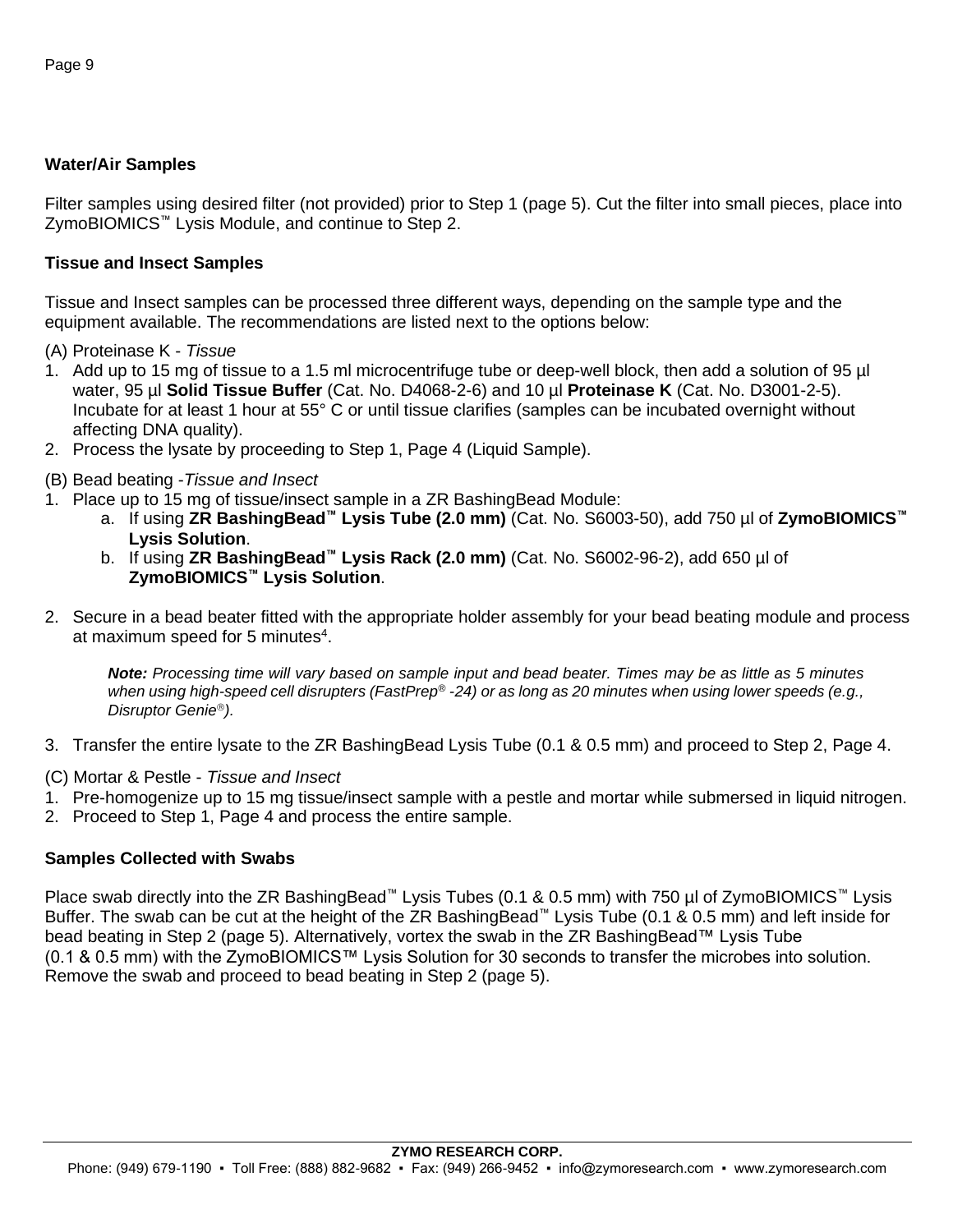**Water/Air Samples**

Filter samples using desired filter (not provided) prior to Step 1 (page 5). Cut the filter into small pieces, place into ZymoBIOMICS™ Lysis Module, and continue to Step 2.

**Tissue and Insect Samples**

Tissue and Insect samples can be processed three different ways, depending on the sample type and the equipment available. The recommendations are listed next to the options below:

(A) Proteinase K - *Tissue*

1. Add up to 15 mg of tissue to a 1.5 ml microcentrifuge tube or deep-well block, then add a solution of 95 µl water, 95 µl **Solid Tissue Buffer** (Cat. No. D4068-2-6) and 10 µl **Proteinase K** (Cat. No. D3001-2-5). Incubate for at least 1 hour at 55° C or until tissue clarifies (samples can be incubated overnight without affecting DNA quality).
2. Process the lysate by proceeding to Step 1, Page 4 (Liquid Sample).

(B) Bead beating -*Tissue and Insect*

1. Place up to 15 mg of tissue/insect sample in a ZR BashingBead Module:
   a. If using **ZR BashingBead™ Lysis Tube (2.0 mm)** (Cat. No. S6003-50), add 750 µl of **ZymoBIOMICS™ Lysis Solution**.
   b. If using **ZR BashingBead™ Lysis Rack (2.0 mm)** (Cat. No. S6002-96-2), add 650 µl of **ZymoBIOMICS™ Lysis Solution**.
2. Secure in a bead beater fitted with the appropriate holder assembly for your bead beating module and process at maximum speed for 5 minutes[4].

   ***Note:*** *Processing time will vary based on sample input and bead beater. Times may be as little as 5 minutes when using high-speed cell disrupters (FastPrep® -24) or as long as 20 minutes when using lower speeds (e.g., Disruptor Genie®).*

3. Transfer the entire lysate to the ZR BashingBead Lysis Tube (0.1 & 0.5 mm) and proceed to Step 2, Page 4.

(C) Mortar & Pestle - *Tissue and Insect*

1. Pre-homogenize up to 15 mg tissue/insect sample with a pestle and mortar while submersed in liquid nitrogen.
2. Proceed to Step 1, Page 4 and process the entire sample.

**Samples Collected with Swabs**

Place swab directly into the ZR BashingBead™ Lysis Tubes (0.1 & 0.5 mm) with 750 µl of ZymoBIOMICS™ Lysis Buffer. The swab can be cut at the height of the ZR BashingBead™ Lysis Tube (0.1 & 0.5 mm) and left inside for bead beating in Step 2 (page 5). Alternatively, vortex the swab in the ZR BashingBead™ Lysis Tube (0.1 & 0.5 mm) with the ZymoBIOMICS™ Lysis Solution for 30 seconds to transfer the microbes into solution. Remove the swab and proceed to bead beating in Step 2 (page 5).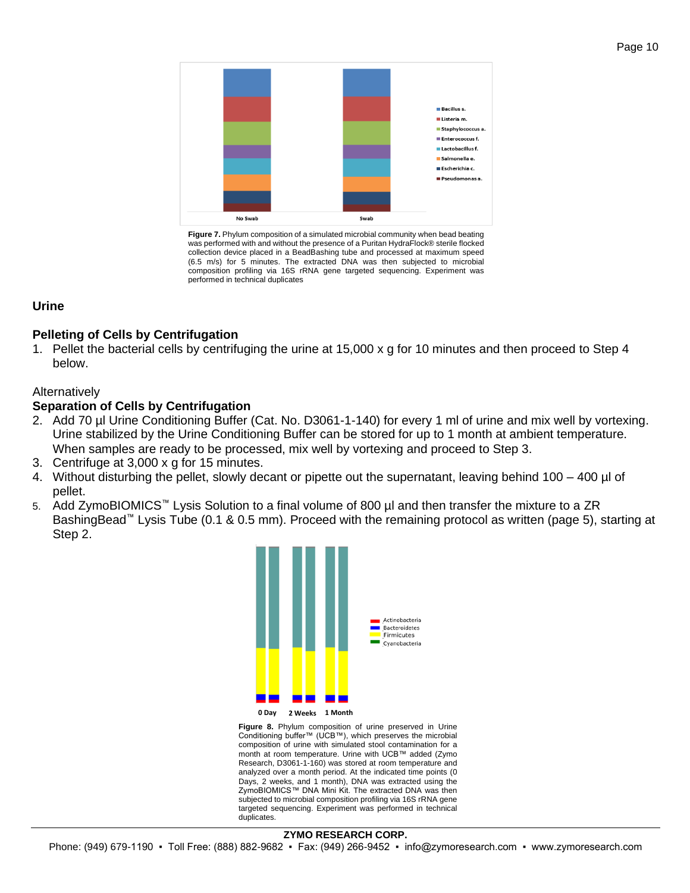**Figure 7.** Phylum composition of a simulated microbial community when bead beating was performed with and without the presence of a Puritan HydraFlock® sterile flocked collection device placed in a BeadBashing tube and processed at maximum speed (6.5 m/s) for 5 minutes. The extracted DNA was then subjected to microbial composition profiling via 16S rRNA gene targeted sequencing. Experiment was performed in technical duplicates

## Urine

### Pelleting of Cells by Centrifugation

1. Pellet the bacterial cells by centrifuging the urine at 15,000 x g for 10 minutes and then proceed to Step 4 below.

Alternatively

### Separation of Cells by Centrifugation

2. Add 70 µl Urine Conditioning Buffer (Cat. No. D3061-1-140) for every 1 ml of urine and mix well by vortexing. Urine stabilized by the Urine Conditioning Buffer can be stored for up to 1 month at ambient temperature. When samples are ready to be processed, mix well by vortexing and proceed to Step 3.
3. Centrifuge at 3,000 x g for 15 minutes.
4. Without disturbing the pellet, slowly decant or pipette out the supernatant, leaving behind 100 – 400 µl of pellet.
5. Add ZymoBIOMICS™ Lysis Solution to a final volume of 800 µl and then transfer the mixture to a ZR BashingBead™ Lysis Tube (0.1 & 0.5 mm). Proceed with the remaining protocol as written (page 5), starting at Step 2.

**Figure 8.** Phylum composition of urine preserved in Urine Conditioning buffer™ (UCB™), which preserves the microbial composition of urine with simulated stool contamination for a month at room temperature. Urine with UCB™ added (Zymo Research, D3061-1-160) was stored at room temperature and analyzed over a month period. At the indicated time points (0 Days, 2 weeks, and 1 month), DNA was extracted using the ZymoBIOMICS™ DNA Mini Kit. The extracted DNA was then subjected to microbial composition profiling via 16S rRNA gene targeted sequencing. Experiment was performed in technical duplicates.

**ZYMO RESEARCH CORP.**
Phone: (949) 679-1190 ▪ Toll Free: (888) 882-9682 ▪ Fax: (949) 266-9452 ▪ info@zymoresearch.com ▪ www.zymoresearch.com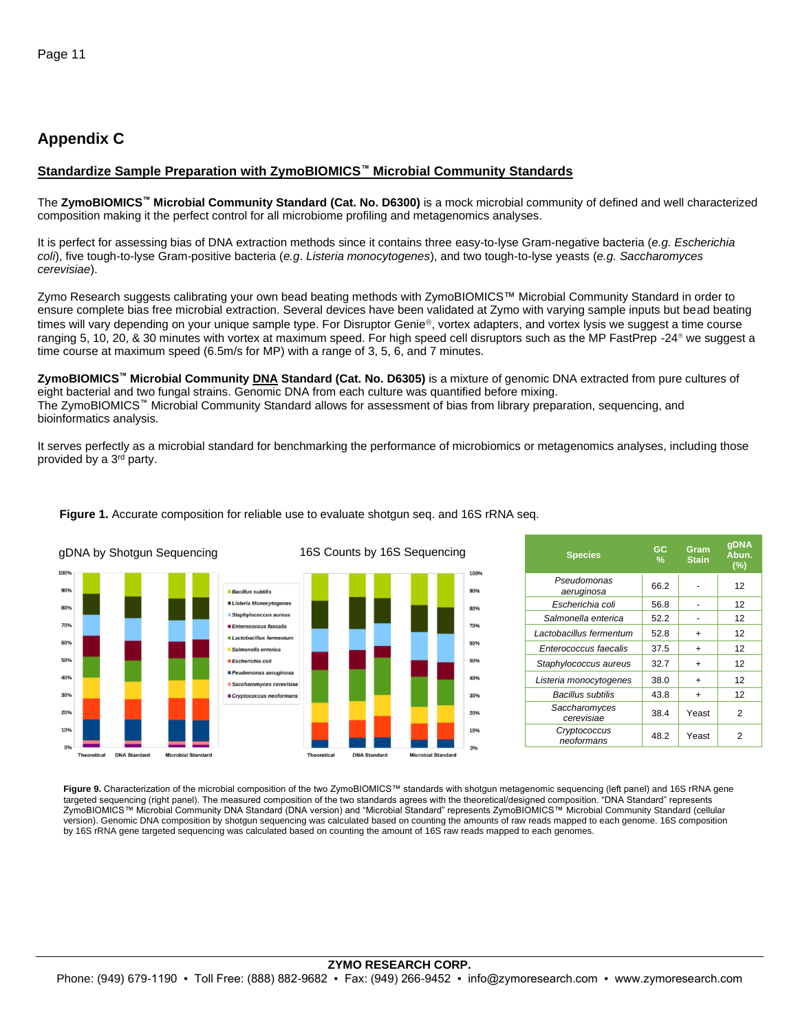## Appendix C

### Standardize Sample Preparation with ZymoBIOMICS™ Microbial Community Standards

The **ZymoBIOMICS™ Microbial Community Standard (Cat. No. D6300)** is a mock microbial community of defined and well characterized composition making it the perfect control for all microbiome profiling and metagenomics analyses.

It is perfect for assessing bias of DNA extraction methods since it contains three easy-to-lyse Gram-negative bacteria (*e.g. Escherichia coli*), five tough-to-lyse Gram-positive bacteria (*e.g. Listeria monocytogenes*), and two tough-to-lyse yeasts (*e.g. Saccharomyces cerevisiae*).

Zymo Research suggests calibrating your own bead beating methods with ZymoBIOMICS™ Microbial Community Standard in order to ensure complete bias free microbial extraction. Several devices have been validated at Zymo with varying sample inputs but bead beating times will vary depending on your unique sample type. For Disruptor Genie®, vortex adapters, and vortex lysis we suggest a time course ranging 5, 10, 20, & 30 minutes with vortex at maximum speed. For high speed cell disruptors such as the MP FastPrep -24® we suggest a time course at maximum speed (6.5m/s for MP) with a range of 3, 5, 6, and 7 minutes.

**ZymoBIOMICS™ Microbial Community DNA Standard (Cat. No. D6305)** is a mixture of genomic DNA extracted from pure cultures of eight bacterial and two fungal strains. Genomic DNA from each culture was quantified before mixing.
The ZymoBIOMICS™ Microbial Community Standard allows for assessment of bias from library preparation, sequencing, and bioinformatics analysis.

It serves perfectly as a microbial standard for benchmarking the performance of microbiomics or metagenomics analyses, including those provided by a 3rd party.

**Figure 1.** Accurate composition for reliable use to evaluate shotgun seq. and 16S rRNA seq.

| Species | GC % | Gram Stain | gDNA Abun. (%) |
|---|---|---|---|
| *Pseudomonas aeruginosa* | 66.2 | - | 12 |
| *Escherichia coli* | 56.8 | - | 12 |
| *Salmonella enterica* | 52.2 | - | 12 |
| *Lactobacillus fermentum* | 52.8 | + | 12 |
| *Enterococcus faecalis* | 37.5 | + | 12 |
| *Staphylococcus aureus* | 32.7 | + | 12 |
| *Listeria monocytogenes* | 38.0 | + | 12 |
| *Bacillus subtilis* | 43.8 | + | 12 |
| *Saccharomyces cerevisiae* | 38.4 | Yeast | 2 |
| *Cryptococcus neoformans* | 48.2 | Yeast | 2 |

**Figure 9.** Characterization of the microbial composition of the two ZymoBIOMICS™ standards with shotgun metagenomic sequencing (left panel) and 16S rRNA gene targeted sequencing (right panel). The measured composition of the two standards agrees with the theoretical/designed composition. "DNA Standard" represents ZymoBIOMICS™ Microbial Community DNA Standard (DNA version) and "Microbial Standard" represents ZymoBIOMICS™ Microbial Community Standard (cellular version). Genomic DNA composition by shotgun sequencing was calculated based on counting the amounts of raw reads mapped to each genome. 16S composition by 16S rRNA gene targeted sequencing was calculated based on counting the amount of 16S raw reads mapped to each genomes.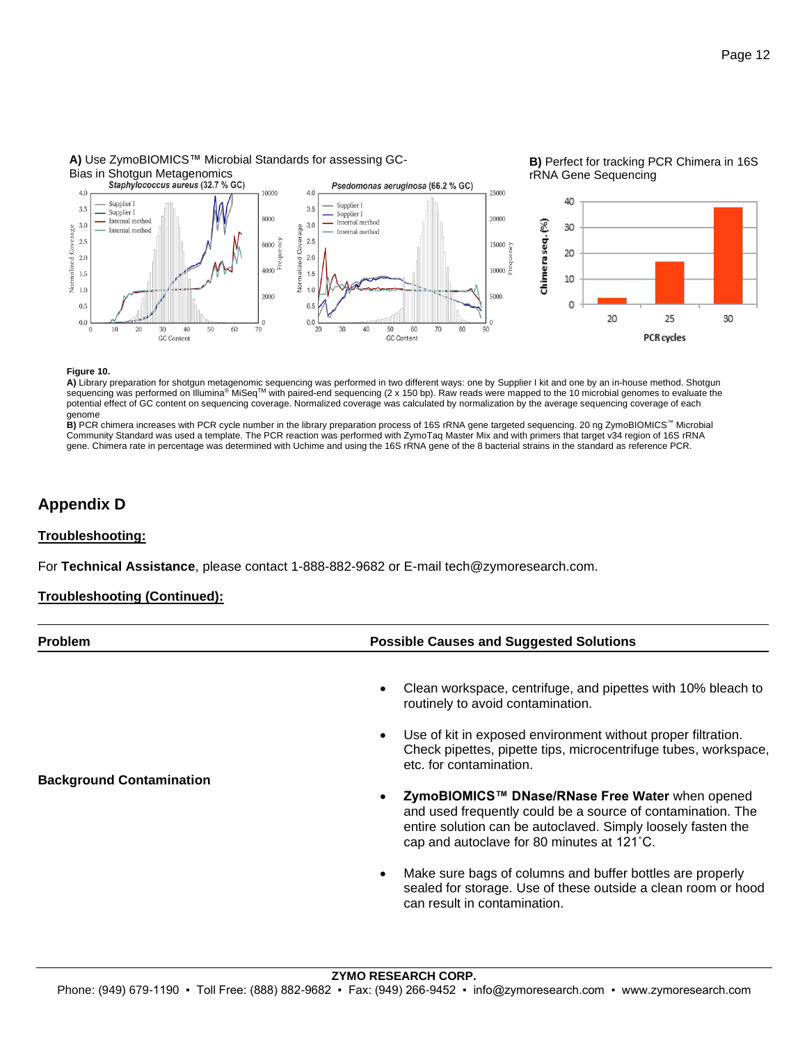**A)** Use ZymoBIOMICS™ Microbial Standards for assessing GC-Bias in Shotgun Metagenomics

**B)** Perfect for tracking PCR Chimera in 16S rRNA Gene Sequencing

**Figure 10.**

**A)** Library preparation for shotgun metagenomic sequencing was performed in two different ways: one by Supplier I kit and one by an in-house method. Shotgun sequencing was performed on Illumina® MiSeq™ with paired-end sequencing (2 x 150 bp). Raw reads were mapped to the 10 microbial genomes to evaluate the potential effect of GC content on sequencing coverage. Normalized coverage was calculated by normalization by the average sequencing coverage of each genome

**B)** PCR chimera increases with PCR cycle number in the library preparation process of 16S rRNA gene targeted sequencing. 20 ng ZymoBIOMICS™ Microbial Community Standard was used a template. The PCR reaction was performed with ZymoTaq Master Mix and with primers that target v34 region of 16S rRNA gene. Chimera rate in percentage was determined with Uchime and using the 16S rRNA gene of the 8 bacterial strains in the standard as reference PCR.

## Appendix D

**Troubleshooting:**

For **Technical Assistance**, please contact 1-888-882-9682 or E-mail tech@zymoresearch.com.

**Troubleshooting (Continued):**

| Problem | Possible Causes and Suggested Solutions |
| --- | --- |
| **Background Contamination** | • Clean workspace, centrifuge, and pipettes with 10% bleach to routinely to avoid contamination.<br>• Use of kit in exposed environment without proper filtration. Check pipettes, pipette tips, microcentrifuge tubes, workspace, etc. for contamination.<br>• **ZymoBIOMICS™ DNase/RNase Free Water** when opened and used frequently could be a source of contamination. The entire solution can be autoclaved. Simply loosely fasten the cap and autoclave for 80 minutes at 121˚C.<br>• Make sure bags of columns and buffer bottles are properly sealed for storage. Use of these outside a clean room or hood can result in contamination. |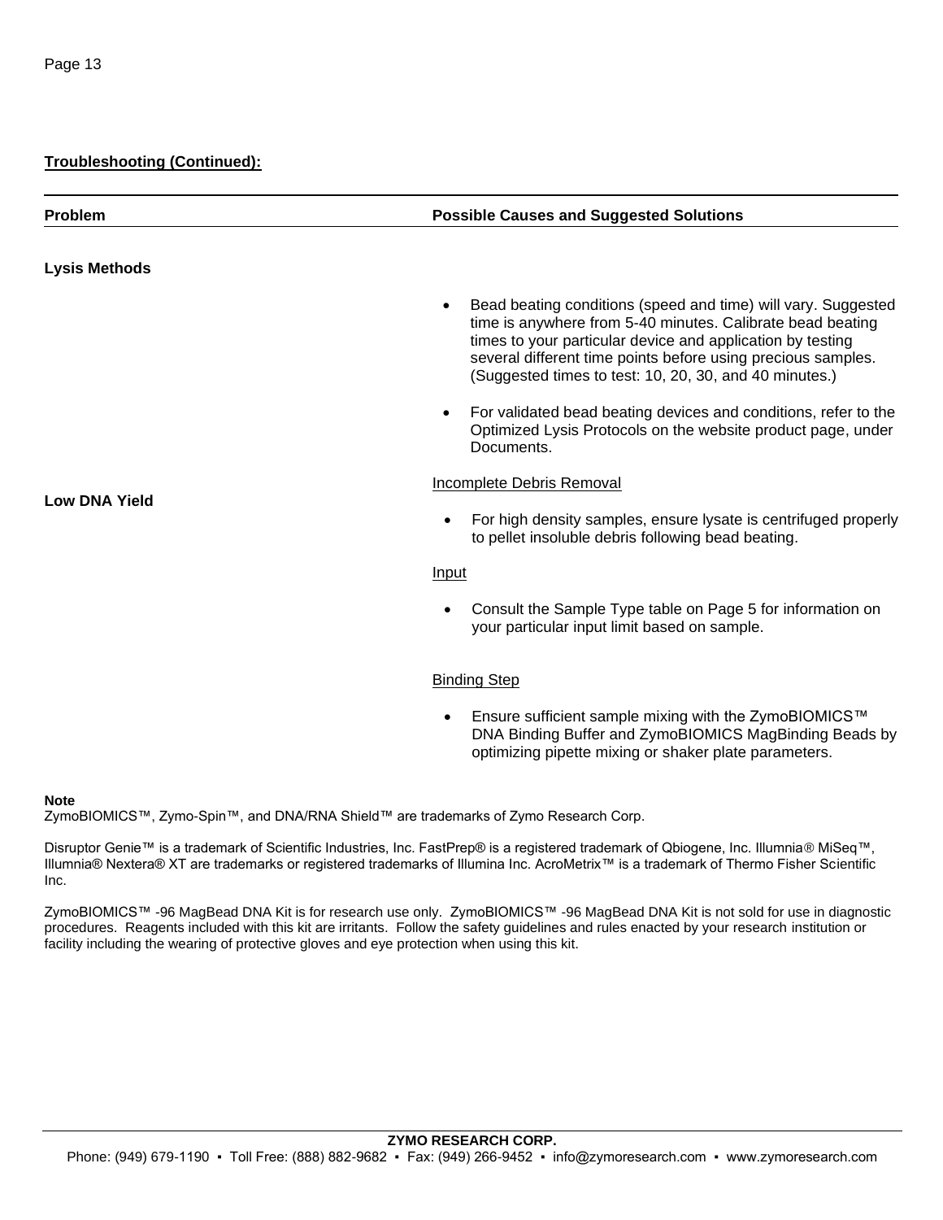**Troubleshooting (Continued):**

| Problem | Possible Causes and Suggested Solutions |
| --- | --- |
| **Lysis Methods** | • Bead beating conditions (speed and time) will vary. Suggested time is anywhere from 5-40 minutes. Calibrate bead beating times to your particular device and application by testing several different time points before using precious samples. (Suggested times to test: 10, 20, 30, and 40 minutes.)<br><br>• For validated bead beating devices and conditions, refer to the Optimized Lysis Protocols on the website product page, under Documents. |
| **Low DNA Yield** | Incomplete Debris Removal<br><br>• For high density samples, ensure lysate is centrifuged properly to pellet insoluble debris following bead beating.<br><br>Input<br><br>• Consult the Sample Type table on Page 5 for information on your particular input limit based on sample.<br><br>Binding Step<br><br>• Ensure sufficient sample mixing with the ZymoBIOMICS™ DNA Binding Buffer and ZymoBIOMICS MagBinding Beads by optimizing pipette mixing or shaker plate parameters. |

**Note**

ZymoBIOMICS™, Zymo-Spin™, and DNA/RNA Shield™ are trademarks of Zymo Research Corp.

Disruptor Genie™ is a trademark of Scientific Industries, Inc. FastPrep® is a registered trademark of Qbiogene, Inc. Illumnia® MiSeq™, Illumnia® Nextera® XT are trademarks or registered trademarks of Illumina Inc. AcroMetrix™ is a trademark of Thermo Fisher Scientific Inc.

ZymoBIOMICS™ -96 MagBead DNA Kit is for research use only. ZymoBIOMICS™ -96 MagBead DNA Kit is not sold for use in diagnostic procedures. Reagents included with this kit are irritants. Follow the safety guidelines and rules enacted by your research institution or facility including the wearing of protective gloves and eye protection when using this kit.

**ZYMO RESEARCH CORP.**

Phone: (949) 679-1190 ▪ Toll Free: (888) 882-9682 ▪ Fax: (949) 266-9452 ▪ info@zymoresearch.com ▪ www.zymoresearch.com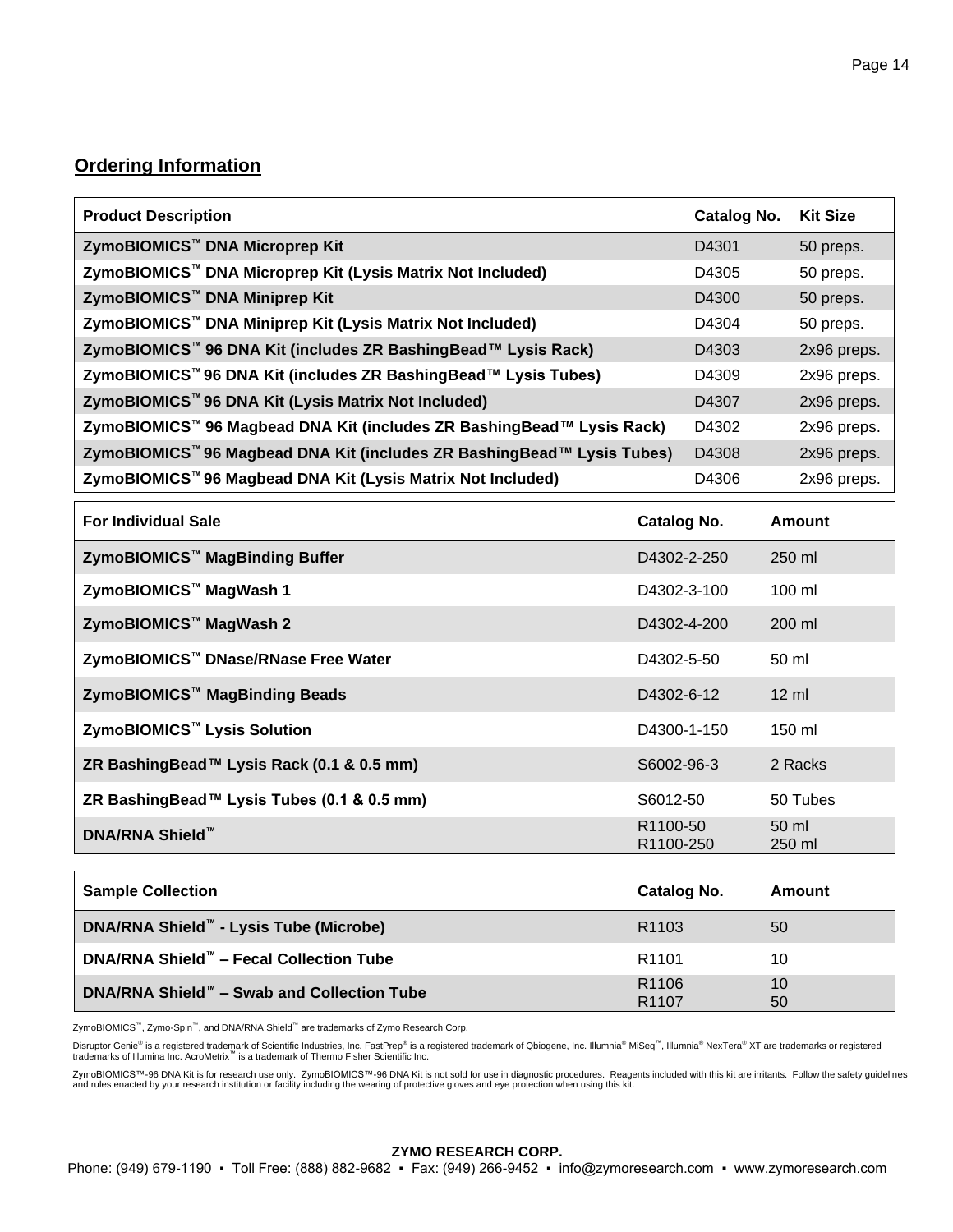## Ordering Information

| Product Description | Catalog No. | Kit Size |
|---|---|---|
| **ZymoBIOMICS™ DNA Microprep Kit** | D4301 | 50 preps. |
| **ZymoBIOMICS™ DNA Microprep Kit (Lysis Matrix Not Included)** | D4305 | 50 preps. |
| **ZymoBIOMICS™ DNA Miniprep Kit** | D4300 | 50 preps. |
| **ZymoBIOMICS™ DNA Miniprep Kit (Lysis Matrix Not Included)** | D4304 | 50 preps. |
| **ZymoBIOMICS™ 96 DNA Kit (includes ZR BashingBead™ Lysis Rack)** | D4303 | 2x96 preps. |
| **ZymoBIOMICS™ 96 DNA Kit (includes ZR BashingBead™ Lysis Tubes)** | D4309 | 2x96 preps. |
| **ZymoBIOMICS™ 96 DNA Kit (Lysis Matrix Not Included)** | D4307 | 2x96 preps. |
| **ZymoBIOMICS™ 96 Magbead DNA Kit (includes ZR BashingBead™ Lysis Rack)** | D4302 | 2x96 preps. |
| **ZymoBIOMICS™ 96 Magbead DNA Kit (includes ZR BashingBead™ Lysis Tubes)** | D4308 | 2x96 preps. |
| **ZymoBIOMICS™ 96 Magbead DNA Kit (Lysis Matrix Not Included)** | D4306 | 2x96 preps. |

| For Individual Sale | Catalog No. | Amount |
|---|---|---|
| **ZymoBIOMICS™ MagBinding Buffer** | D4302-2-250 | 250 ml |
| **ZymoBIOMICS™ MagWash 1** | D4302-3-100 | 100 ml |
| **ZymoBIOMICS™ MagWash 2** | D4302-4-200 | 200 ml |
| **ZymoBIOMICS™ DNase/RNase Free Water** | D4302-5-50 | 50 ml |
| **ZymoBIOMICS™ MagBinding Beads** | D4302-6-12 | 12 ml |
| **ZymoBIOMICS™ Lysis Solution** | D4300-1-150 | 150 ml |
| **ZR BashingBead™ Lysis Rack (0.1 & 0.5 mm)** | S6002-96-3 | 2 Racks |
| **ZR BashingBead™ Lysis Tubes (0.1 & 0.5 mm)** | S6012-50 | 50 Tubes |
| **DNA/RNA Shield™** | R1100-50<br>R1100-250 | 50 ml<br>250 ml |

| Sample Collection | Catalog No. | Amount |
|---|---|---|
| **DNA/RNA Shield™ - Lysis Tube (Microbe)** | R1103 | 50 |
| **DNA/RNA Shield™ – Fecal Collection Tube** | R1101 | 10 |
| **DNA/RNA Shield™ – Swab and Collection Tube** | R1106<br>R1107 | 10<br>50 |

ZymoBIOMICS™, Zymo-Spin™, and DNA/RNA Shield™ are trademarks of Zymo Research Corp.

Disruptor Genie® is a registered trademark of Scientific Industries, Inc. FastPrep® is a registered trademark of Qbiogene, Inc. Illumnia® MiSeq™, Illumnia® NexTera® XT are trademarks or registered trademarks of Illumina Inc. AcroMetrix™ is a trademark of Thermo Fisher Scientific Inc.

ZymoBIOMICS™-96 DNA Kit is for research use only. ZymoBIOMICS™-96 DNA Kit is not sold for use in diagnostic procedures. Reagents included with this kit are irritants. Follow the safety guidelines and rules enacted by your research institution or facility including the wearing of protective gloves and eye protection when using this kit.

**ZYMO RESEARCH CORP.**
Phone: (949) 679-1190 ▪ Toll Free: (888) 882-9682 ▪ Fax: (949) 266-9452 ▪ info@zymoresearch.com ▪ www.zymoresearch.com